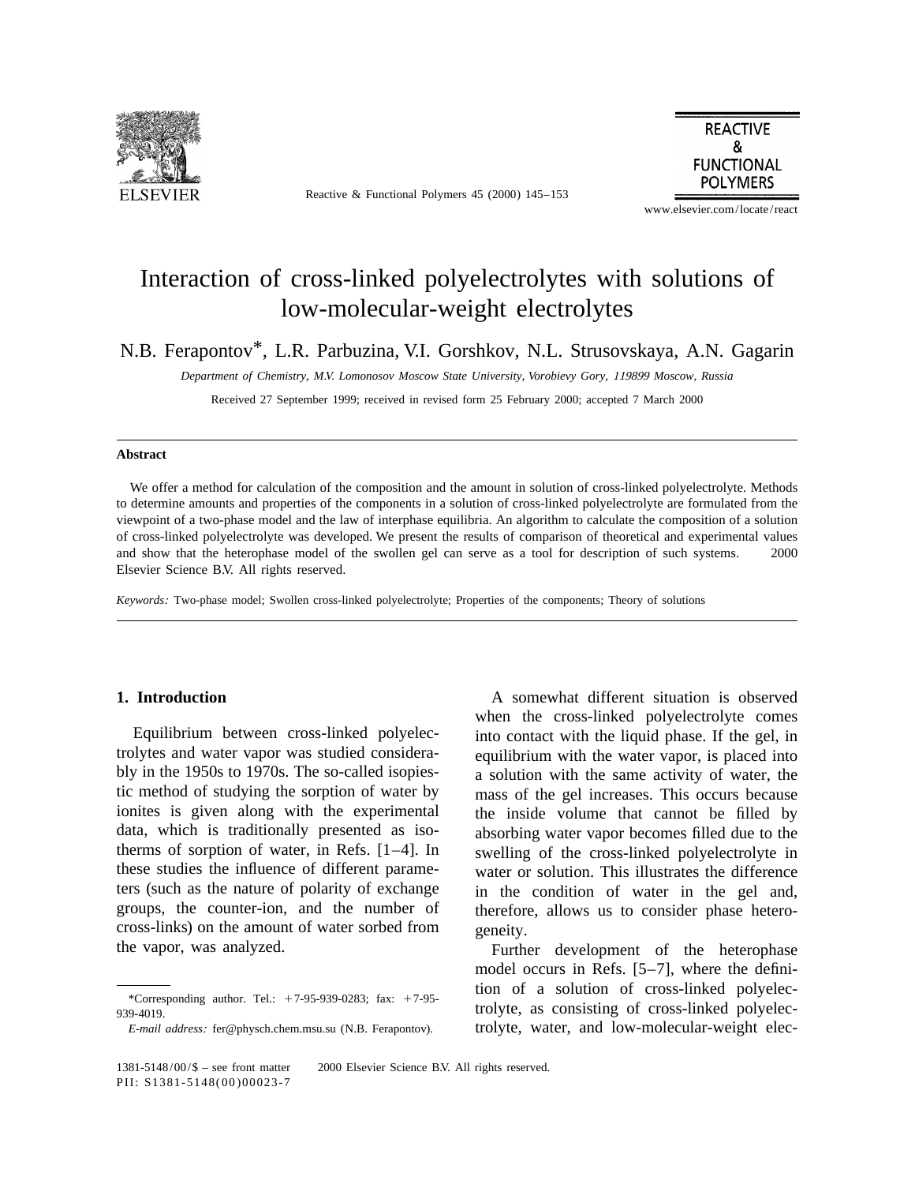# Interaction of cross-linked polyelectrolytes with solutions of low-molecular-weight electrolytes

N.B. Ferapontov*, L.R. Parbuzina, V.I. Gorshkov, N.L. Strusovskaya, A.N. Gagarin

*Department of Chemistry, M.V. Lomonosov Moscow State University, Vorobievy Gory, 119899 Moscow, Russia*

Received 27 September 1999; received in revised form 25 February 2000; accepted 7 March 2000

## Abstract

We offer a method for calculation of the composition and the amount in solution of cross-linked polyelectrolyte. Methods to determine amounts and properties of the components in a solution of cross-linked polyelectrolyte are formulated from the viewpoint of a two-phase model and the law of interphase equilibria. An algorithm to calculate the composition of a solution of cross-linked polyelectrolyte was developed. We present the results of comparison of theoretical and experimental values and show that the heterophase model of the swollen gel can serve as a tool for description of such systems. © 2000 Elsevier Science B.V. All rights reserved.

*Keywords:* Two-phase model; Swollen cross-linked polyelectrolyte; Properties of the components; Theory of solutions

## 1. Introduction

Equilibrium between cross-linked polyelectrolytes and water vapor was studied considerably in the 1950s to 1970s. The so-called isopiestic method of studying the sorption of water by ionites is given along with the experimental data, which is traditionally presented as isotherms of sorption of water, in Refs. [1–4]. In these studies the influence of different parameters (such as the nature of polarity of exchange groups, the counter-ion, and the number of cross-links) on the amount of water sorbed from the vapor, was analyzed.

A somewhat different situation is observed when the cross-linked polyelectrolyte comes into contact with the liquid phase. If the gel, in equilibrium with the water vapor, is placed into a solution with the same activity of water, the mass of the gel increases. This occurs because the inside volume that cannot be filled by absorbing water vapor becomes filled due to the swelling of the cross-linked polyelectrolyte in water or solution. This illustrates the difference in the condition of water in the gel and, therefore, allows us to consider phase heterogeneity.

Further development of the heterophase model occurs in Refs. [5–7], where the definition of a solution of cross-linked polyelectrolyte, as consisting of cross-linked polyelectrolyte, water, and low-molecular-weight elec-

*Corresponding author. Tel.: +7-95-939-0283; fax: +7-95-939-4019.
*E-mail address:* fer@physch.chem.msu.su (N.B. Ferapontov).

1381-5148/00/$ – see front matter © 2000 Elsevier Science B.V. All rights reserved.
PII: S1381-5148(00)00023-7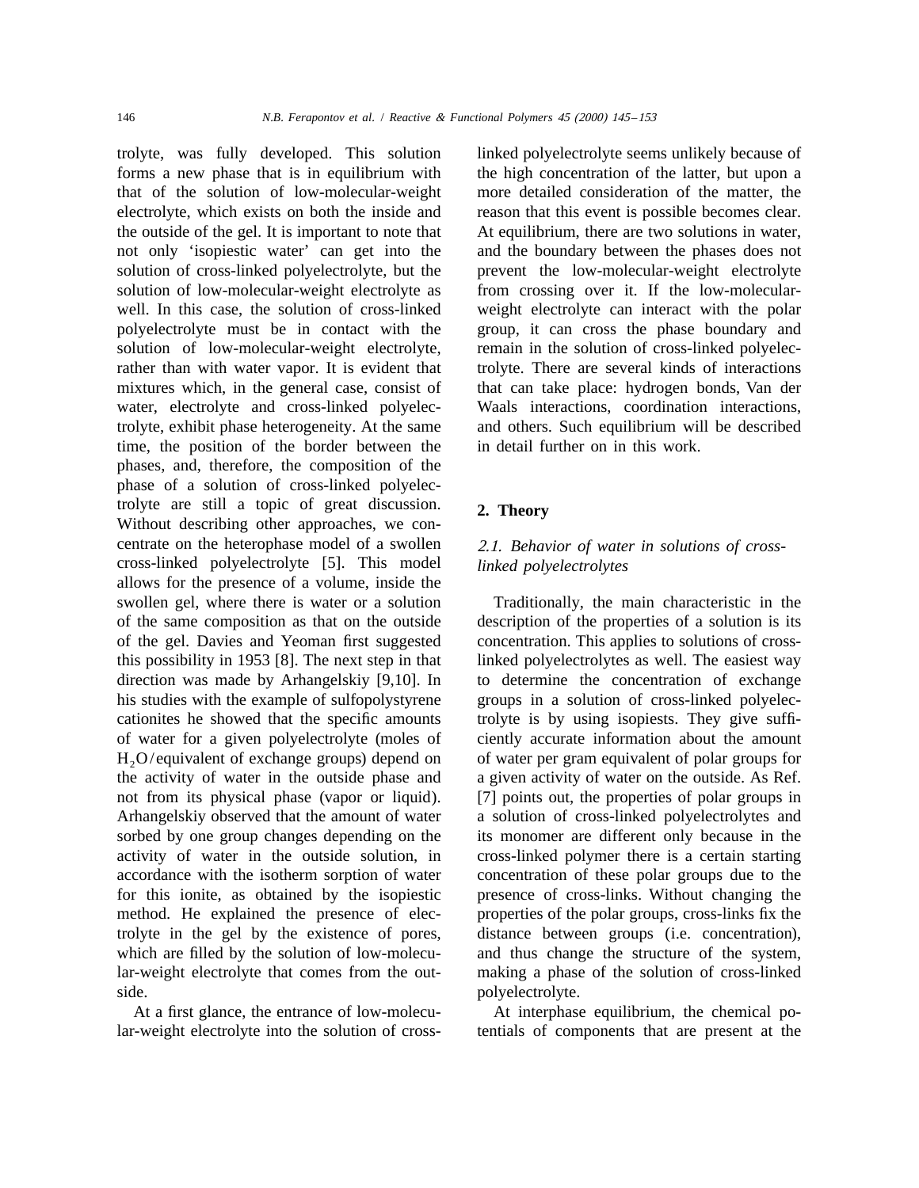trolyte, was fully developed. This solution forms a new phase that is in equilibrium with that of the solution of low-molecular-weight electrolyte, which exists on both the inside and the outside of the gel. It is important to note that not only 'isopiestic water' can get into the solution of cross-linked polyelectrolyte, but the solution of low-molecular-weight electrolyte as well. In this case, the solution of cross-linked polyelectrolyte must be in contact with the solution of low-molecular-weight electrolyte, rather than with water vapor. It is evident that mixtures which, in the general case, consist of water, electrolyte and cross-linked polyelectrolyte, exhibit phase heterogeneity. At the same time, the position of the border between the phases, and, therefore, the composition of the phase of a solution of cross-linked polyelectrolyte are still a topic of great discussion. Without describing other approaches, we concentrate on the heterophase model of a swollen cross-linked polyelectrolyte [5]. This model allows for the presence of a volume, inside the swollen gel, where there is water or a solution of the same composition as that on the outside of the gel. Davies and Yeoman first suggested this possibility in 1953 [8]. The next step in that direction was made by Arhangelskiy [9,10]. In his studies with the example of sulfopolystyrene cationites he showed that the specific amounts of water for a given polyelectrolyte (moles of $H_2O$/equivalent of exchange groups) depend on the activity of water in the outside phase and not from its physical phase (vapor or liquid). Arhangelskiy observed that the amount of water sorbed by one group changes depending on the activity of water in the outside solution, in accordance with the isotherm sorption of water for this ionite, as obtained by the isopiestic method. He explained the presence of electrolyte in the gel by the existence of pores, which are filled by the solution of low-molecular-weight electrolyte that comes from the outside.

At a first glance, the entrance of low-molecular-weight electrolyte into the solution of cross-linked polyelectrolyte seems unlikely because of the high concentration of the latter, but upon a more detailed consideration of the matter, the reason that this event is possible becomes clear. At equilibrium, there are two solutions in water, and the boundary between the phases does not prevent the low-molecular-weight electrolyte from crossing over it. If the low-molecular-weight electrolyte can interact with the polar group, it can cross the phase boundary and remain in the solution of cross-linked polyelectrolyte. There are several kinds of interactions that can take place: hydrogen bonds, Van der Waals interactions, coordination interactions, and others. Such equilibrium will be described in detail further on in this work.

## 2. Theory

### *2.1. Behavior of water in solutions of cross-linked polyelectrolytes*

Traditionally, the main characteristic in the description of the properties of a solution is its concentration. This applies to solutions of cross-linked polyelectrolytes as well. The easiest way to determine the concentration of exchange groups in a solution of cross-linked polyelectrolyte is by using isopiests. They give sufficiently accurate information about the amount of water per gram equivalent of polar groups for a given activity of water on the outside. As Ref. [7] points out, the properties of polar groups in a solution of cross-linked polyelectrolytes and its monomer are different only because in the cross-linked polymer there is a certain starting concentration of these polar groups due to the presence of cross-links. Without changing the properties of the polar groups, cross-links fix the distance between groups (i.e. concentration), and thus change the structure of the system, making a phase of the solution of cross-linked polyelectrolyte.

At interphase equilibrium, the chemical potentials of components that are present at the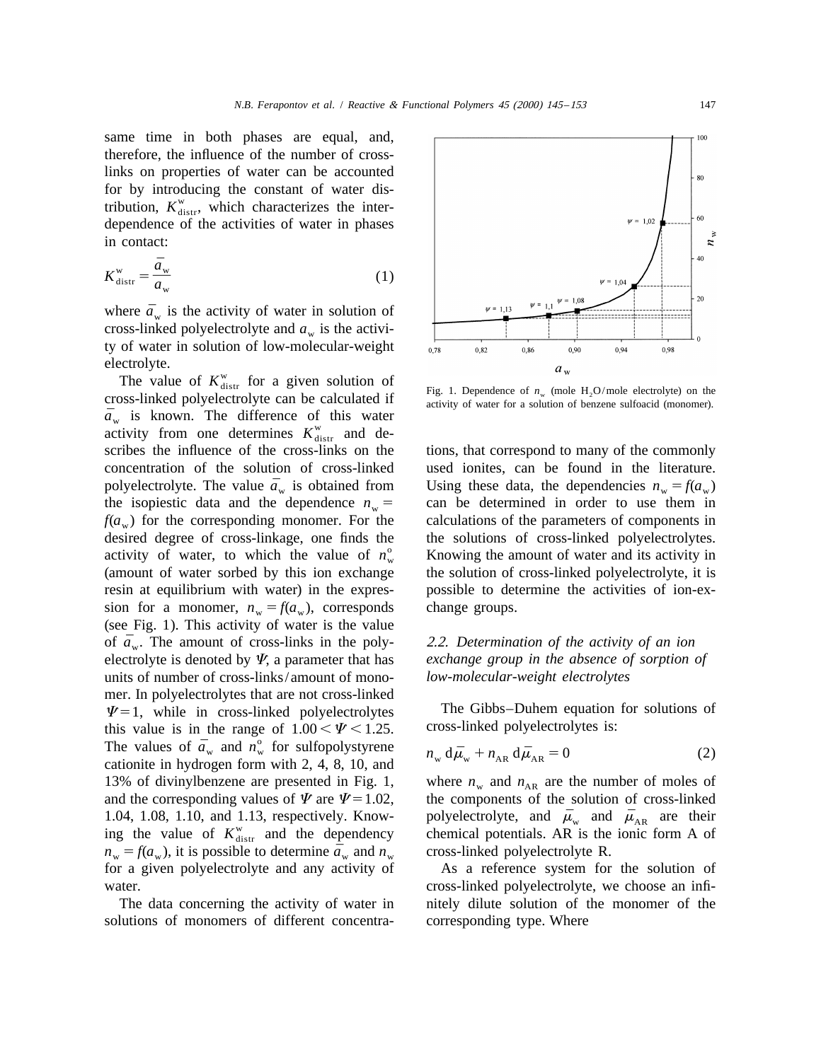same time in both phases are equal, and, therefore, the influence of the number of cross-links on properties of water can be accounted for by introducing the constant of water distribution, $K^{w}_{distr}$, which characterizes the interdependence of the activities of water in phases in contact:

$$K^{w}_{distr} = \frac{\bar{a}_w}{a_w} \tag{1}$$

where $\bar{a}_w$ is the activity of water in solution of cross-linked polyelectrolyte and $a_w$ is the activity of water in solution of low-molecular-weight electrolyte.

The value of $K^{w}_{distr}$ for a given solution of cross-linked polyelectrolyte can be calculated if $\bar{a}_w$ is known. The difference of this water activity from one determines $K^{w}_{distr}$ and describes the influence of the cross-links on the concentration of the solution of cross-linked polyelectrolyte. The value $\bar{a}_w$ is obtained from the isopiestic data and the dependence $n_w = f(a_w)$ for the corresponding monomer. For the desired degree of cross-linkage, one finds the activity of water, to which the value of $n^{o}_{w}$ (amount of water sorbed by this ion exchange resin at equilibrium with water) in the expression for a monomer, $n_w = f(a_w)$, corresponds (see Fig. 1). This activity of water is the value of $\bar{a}_w$. The amount of cross-links in the polyelectrolyte is denoted by $\Psi$, a parameter that has units of number of cross-links/amount of monomer. In polyelectrolytes that are not cross-linked $\Psi = 1$, while in cross-linked polyelectrolytes this value is in the range of $1.00 < \Psi < 1.25$. The values of $\bar{a}_w$ and $n^{o}_{w}$ for sulfopolystyrene cationite in hydrogen form with 2, 4, 8, 10, and 13% of divinylbenzene are presented in Fig. 1, and the corresponding values of $\Psi$ are $\Psi = 1.02$, 1.04, 1.08, 1.10, and 1.13, respectively. Knowing the value of $K^{w}_{distr}$ and the dependency $n_w = f(a_w)$, it is possible to determine $\bar{a}_w$ and $n_w$ for a given polyelectrolyte and any activity of water.

The data concerning the activity of water in solutions of monomers of different concentrations, that correspond to many of the commonly used ionites, can be found in the literature. Using these data, the dependencies $n_w = f(a_w)$ can be determined in order to use them in calculations of the parameters of components in the solutions of cross-linked polyelectrolytes. Knowing the amount of water and its activity in the solution of cross-linked polyelectrolyte, it is possible to determine the activities of ion-exchange groups.

Fig. 1. Dependence of $n_w$ (mole $H_2O$/mole electrolyte) on the activity of water for a solution of benzene sulfoacid (monomer).

### *2.2. Determination of the activity of an ion exchange group in the absence of sorption of low-molecular-weight electrolytes*

The Gibbs–Duhem equation for solutions of cross-linked polyelectrolytes is:

$$n_w \, d\bar{\mu}_w + n_{AR} \, d\bar{\mu}_{AR} = 0 \tag{2}$$

where $n_w$ and $n_{AR}$ are the number of moles of the components of the solution of cross-linked polyelectrolyte, and $\bar{\mu}_w$ and $\bar{\mu}_{AR}$ are their chemical potentials. AR is the ionic form A of cross-linked polyelectrolyte R.

As a reference system for the solution of cross-linked polyelectrolyte, we choose an infinitely dilute solution of the monomer of the corresponding type. Where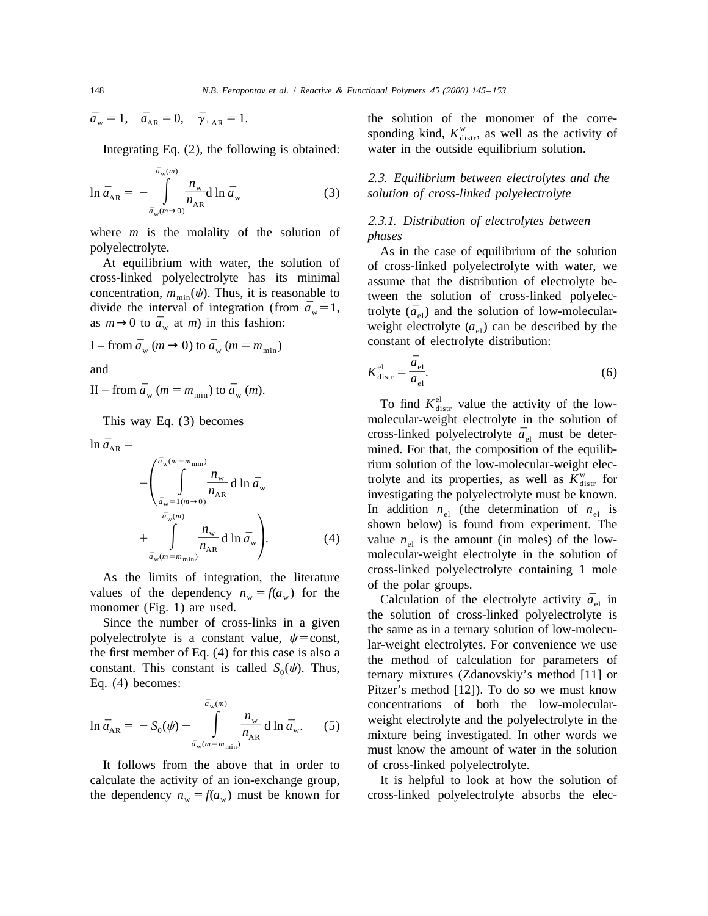$\bar{a}_w = 1, \quad \bar{a}_{AR} = 0, \quad \bar{\gamma}_{\pm AR} = 1.$

Integrating Eq. (2), the following is obtained:

$$\ln \bar{a}_{AR} = - \int_{\bar{a}_w(m \to 0)}^{\bar{a}_w(m)} \frac{n_w}{n_{AR}} \mathrm{d} \ln \bar{a}_w \tag{3}$$

where $m$ is the molality of the solution of polyelectrolyte.

At equilibrium with water, the solution of cross-linked polyelectrolyte has its minimal concentration, $m_{min}(\psi)$. Thus, it is reasonable to divide the interval of integration (from $\bar{a}_w = 1$, as $m \to 0$ to $\bar{a}_w$ at $m$) in this fashion:

I – from $\bar{a}_w$ $(m \to 0)$ to $\bar{a}_w$ $(m = m_{min})$

and

II – from $\bar{a}_w$ $(m = m_{min})$ to $\bar{a}_w$ $(m)$.

This way Eq. (3) becomes

$$\ln \bar{a}_{AR} = - \left( \int_{\bar{a}_w = 1(m \to 0)}^{\bar{a}_w(m = m_{min})} \frac{n_w}{n_{AR}} \mathrm{d} \ln \bar{a}_w + \int_{\bar{a}_w(m = m_{min})}^{\bar{a}_w(m)} \frac{n_w}{n_{AR}} \mathrm{d} \ln \bar{a}_w \right). \tag{4}$$

As the limits of integration, the literature values of the dependency $n_w = f(a_w)$ for the monomer (Fig. 1) are used.

Since the number of cross-links in a given polyelectrolyte is a constant value, $\psi$ = const, the first member of Eq. (4) for this case is also a constant. This constant is called $S_0(\psi)$. Thus, Eq. (4) becomes:

$$\ln \bar{a}_{AR} = -S_0(\psi) - \int_{\bar{a}_w(m = m_{min})}^{\bar{a}_w(m)} \frac{n_w}{n_{AR}} \mathrm{d} \ln \bar{a}_w. \tag{5}$$

It follows from the above that in order to calculate the activity of an ion-exchange group, the dependency $n_w = f(a_w)$ must be known for the solution of the monomer of the corresponding kind, $K^{w}_{distr}$, as well as the activity of water in the outside equilibrium solution.

### *2.3. Equilibrium between electrolytes and the solution of cross-linked polyelectrolyte*

#### *2.3.1. Distribution of electrolytes between phases*

As in the case of equilibrium of the solution of cross-linked polyelectrolyte with water, we assume that the distribution of electrolyte between the solution of cross-linked polyelectrolyte ($\bar{a}_{el}$) and the solution of low-molecular-weight electrolyte ($a_{el}$) can be described by the constant of electrolyte distribution:

$$K^{el}_{distr} = \frac{\bar{a}_{el}}{a_{el}}. \tag{6}$$

To find $K^{el}_{distr}$ value the activity of the low-molecular-weight electrolyte in the solution of cross-linked polyelectrolyte $\bar{a}_{el}$ must be determined. For that, the composition of the equilibrium solution of the low-molecular-weight electrolyte and its properties, as well as $K^{w}_{distr}$ for investigating the polyelectrolyte must be known. In addition $n_{el}$ (the determination of $n_{el}$ is shown below) is found from experiment. The value $n_{el}$ is the amount (in moles) of the low-molecular-weight electrolyte in the solution of cross-linked polyelectrolyte containing 1 mole of the polar groups.

Calculation of the electrolyte activity $\bar{a}_{el}$ in the solution of cross-linked polyelectrolyte is the same as in a ternary solution of low-molecular-weight electrolytes. For convenience we use the method of calculation for parameters of ternary mixtures (Zdanovskiy's method [11] or Pitzer's method [12]). To do so we must know concentrations of both the low-molecular-weight electrolyte and the polyelectrolyte in the mixture being investigated. In other words we must know the amount of water in the solution of cross-linked polyelectrolyte.

It is helpful to look at how the solution of cross-linked polyelectrolyte absorbs the elec-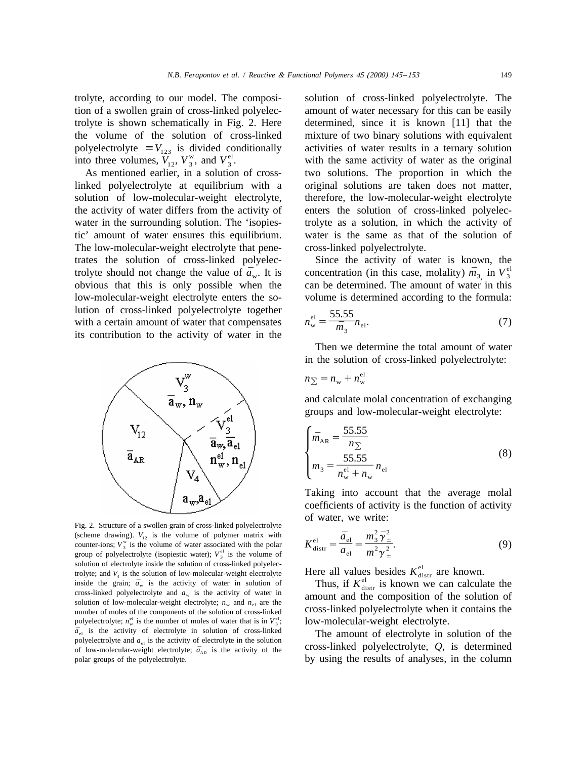trolyte, according to our model. The composition of a swollen grain of cross-linked polyelectrolyte is shown schematically in Fig. 2. Here the volume of the solution of cross-linked polyelectrolyte $\equiv V_{123}$ is divided conditionally into three volumes, $V_{12}$, $V_3^{\mathrm{w}}$, and $V_3^{\mathrm{el}}$.

As mentioned earlier, in a solution of cross-linked polyelectrolyte at equilibrium with a solution of low-molecular-weight electrolyte, the activity of water differs from the activity of water in the surrounding solution. The 'isopiestic' amount of water ensures this equilibrium. The low-molecular-weight electrolyte that penetrates the solution of cross-linked polyelectrolyte should not change the value of $\bar{a}_{\mathrm{w}}$. It is obvious that this is only possible when the low-molecular-weight electrolyte enters the solution of cross-linked polyelectrolyte together with a certain amount of water that compensates its contribution to the activity of water in the solution of cross-linked polyelectrolyte. The amount of water necessary for this can be easily determined, since it is known [11] that the mixture of two binary solutions with equivalent activities of water results in a ternary solution with the same activity of water as the original two solutions. The proportion in which the original solutions are taken does not matter, therefore, the low-molecular-weight electrolyte enters the solution of cross-linked polyelectrolyte as a solution, in which the activity of water is the same as that of the solution of cross-linked polyelectrolyte.

Fig. 2. Structure of a swollen grain of cross-linked polyelectrolyte (scheme drawing). $V_{12}$ is the volume of polymer matrix with counter-ions; $V_3^{\mathrm{w}}$ is the volume of water associated with the polar group of polyelectrolyte (isopiestic water); $V_3^{\mathrm{el}}$ is the volume of solution of electrolyte inside the solution of cross-linked polyelectrolyte; and $V_4$ is the solution of low-molecular-weight electrolyte inside the grain; $\bar{a}_{\mathrm{w}}$ is the activity of water in solution of cross-linked polyelectrolyte and $a_{\mathrm{w}}$ is the activity of water in solution of low-molecular-weight electrolyte; $n_{\mathrm{w}}$ and $n_{\mathrm{el}}$ are the number of moles of the components of the solution of cross-linked polyelectrolyte; $n_{\mathrm{w}}^{\mathrm{el}}$ is the number of moles of water that is in $V_3^{\mathrm{el}}$; $\bar{a}_{\mathrm{el}}$ is the activity of electrolyte in solution of cross-linked polyelectrolyte and $a_{\mathrm{el}}$ is the activity of electrolyte in the solution of low-molecular-weight electrolyte; $\bar{a}_{\mathrm{AR}}$ is the activity of the polar groups of the polyelectrolyte.

Since the activity of water is known, the concentration (in this case, molality) $\bar{m}_{3_i}$ in $V_3^{\mathrm{el}}$ can be determined. The amount of water in this volume is determined according to the formula:

$$n_{\mathrm{w}}^{\mathrm{el}} = \frac{55.55}{\bar{m}_3} n_{\mathrm{el}}. \tag{7}$$

Then we determine the total amount of water in the solution of cross-linked polyelectrolyte:

$$n_{\Sigma} = n_{\mathrm{w}} + n_{\mathrm{w}}^{\mathrm{el}}$$

and calculate molal concentration of exchanging groups and low-molecular-weight electrolyte:

$$\begin{cases} \bar{m}_{\mathrm{AR}} = \dfrac{55.55}{n_{\Sigma}} \\ m_3 = \dfrac{55.55}{n_{\mathrm{w}}^{\mathrm{el}} + n_{\mathrm{w}}} n_{\mathrm{el}} \end{cases} \tag{8}$$

Taking into account that the average molal coefficients of activity is the function of activity of water, we write:

$$K_{\mathrm{distr}}^{\mathrm{el}} = \frac{\bar{a}_{\mathrm{el}}}{a_{\mathrm{el}}} = \frac{m_3^2 \bar{\gamma}_{\pm}^2}{m^2 \gamma_{\pm}^2}. \tag{9}$$

Here all values besides $K_{\mathrm{distr}}^{\mathrm{el}}$ are known.

Thus, if $K_{\mathrm{distr}}^{\mathrm{el}}$ is known we can calculate the amount and the composition of the solution of cross-linked polyelectrolyte when it contains the low-molecular-weight electrolyte.

The amount of electrolyte in solution of the cross-linked polyelectrolyte, $Q$, is determined by using the results of analyses, in the column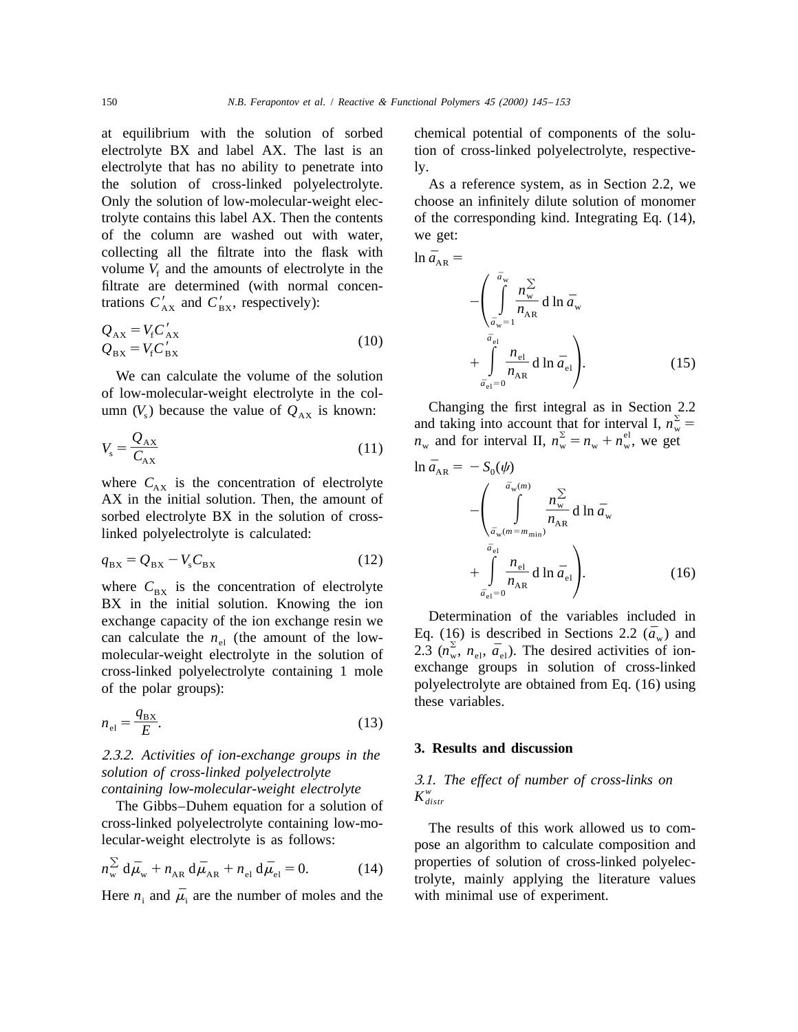at equilibrium with the solution of sorbed electrolyte BX and label AX. The last is an electrolyte that has no ability to penetrate into the solution of cross-linked polyelectrolyte. Only the solution of low-molecular-weight electrolyte contains this label AX. Then the contents of the column are washed out with water, collecting all the filtrate into the flask with volume $V_f$ and the amounts of electrolyte in the filtrate are determined (with normal concentrations $C'_{AX}$ and $C'_{BX}$, respectively):

$$Q_{AX} = V_f C'_{AX}$$
$$Q_{BX} = V_f C'_{BX} \tag{10}$$

We can calculate the volume of the solution of low-molecular-weight electrolyte in the column ($V_s$) because the value of $Q_{AX}$ is known:

$$V_s = \frac{Q_{AX}}{C_{AX}} \tag{11}$$

where $C_{AX}$ is the concentration of electrolyte AX in the initial solution. Then, the amount of sorbed electrolyte BX in the solution of cross-linked polyelectrolyte is calculated:

$$q_{BX} = Q_{BX} - V_s C_{BX} \tag{12}$$

where $C_{BX}$ is the concentration of electrolyte BX in the initial solution. Knowing the ion exchange capacity of the ion exchange resin we can calculate the $n_{el}$ (the amount of the low-molecular-weight electrolyte in the solution of cross-linked polyelectrolyte containing 1 mole of the polar groups):

$$n_{el} = \frac{q_{BX}}{E}. \tag{13}$$

### *2.3.2. Activities of ion-exchange groups in the solution of cross-linked polyelectrolyte containing low-molecular-weight electrolyte*

The Gibbs–Duhem equation for a solution of cross-linked polyelectrolyte containing low-molecular-weight electrolyte is as follows:

$$n_w^{\Sigma}\, d\bar{\mu}_w + n_{AR}\, d\bar{\mu}_{AR} + n_{el}\, d\bar{\mu}_{el} = 0. \tag{14}$$

Here $n_i$ and $\bar{\mu}_i$ are the number of moles and the chemical potential of components of the solution of cross-linked polyelectrolyte, respectively.

As a reference system, as in Section 2.2, we choose an infinitely dilute solution of monomer of the corresponding kind. Integrating Eq. (14), we get:

$$\ln \bar{a}_{AR} = -\left( \int_{\bar{a}_w=1}^{\bar{a}_w} \frac{n_w^{\Sigma}}{n_{AR}}\, d\ln \bar{a}_w + \int_{\bar{a}_{el}=0}^{\bar{a}_{el}} \frac{n_{el}}{n_{AR}}\, d\ln \bar{a}_{el} \right). \tag{15}$$

Changing the first integral as in Section 2.2 and taking into account that for interval I, $n_w^{\Sigma} = n_w$ and for interval II, $n_w^{\Sigma} = n_w + n_w^{el}$, we get

$$\ln \bar{a}_{AR} = -S_0(\psi) - \left( \int_{\bar{a}_w(m=m_{min})}^{\bar{a}_w(m)} \frac{n_w^{\Sigma}}{n_{AR}}\, d\ln \bar{a}_w + \int_{\bar{a}_{el}=0}^{\bar{a}_{el}} \frac{n_{el}}{n_{AR}}\, d\ln \bar{a}_{el} \right). \tag{16}$$

Determination of the variables included in Eq. (16) is described in Sections 2.2 ($\bar{a}_w$) and 2.3 ($n_w^{\Sigma}$, $n_{el}$, $\bar{a}_{el}$). The desired activities of ion-exchange groups in solution of cross-linked polyelectrolyte are obtained from Eq. (16) using these variables.

## 3. Results and discussion

### *3.1. The effect of number of cross-links on $K_{distr}^{w}$*

The results of this work allowed us to compose an algorithm to calculate composition and properties of solution of cross-linked polyelectrolyte, mainly applying the literature values with minimal use of experiment.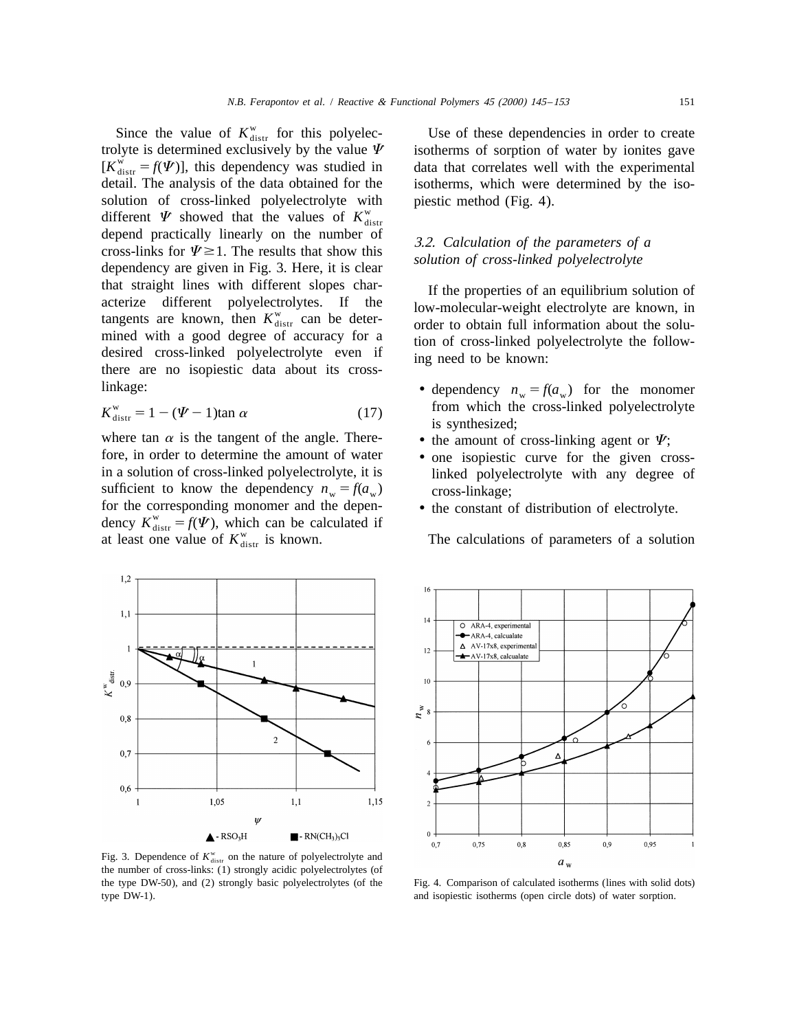Since the value of $K^{w}_{distr}$ for this polyelectrolyte is determined exclusively by the value $\Psi$ [$K^{w}_{distr} = f(\Psi)$], this dependency was studied in detail. The analysis of the data obtained for the solution of cross-linked polyelectrolyte with different $\Psi$ showed that the values of $K^{w}_{distr}$ depend practically linearly on the number of cross-links for $\Psi \geq 1$. The results that show this dependency are given in Fig. 3. Here, it is clear that straight lines with different slopes characterize different polyelectrolytes. If the tangents are known, then $K^{w}_{distr}$ can be determined with a good degree of accuracy for a desired cross-linked polyelectrolyte even if there are no isopiestic data about its cross-linkage:

$$K^{w}_{distr} = 1 - (\Psi - 1)\tan\alpha \tag{17}$$

where $\tan\alpha$ is the tangent of the angle. Therefore, in order to determine the amount of water in a solution of cross-linked polyelectrolyte, it is sufficient to know the dependency $n_w = f(a_w)$ for the corresponding monomer and the dependency $K^{w}_{distr} = f(\Psi)$, which can be calculated if at least one value of $K^{w}_{distr}$ is known.

Use of these dependencies in order to create isotherms of sorption of water by ionites gave data that correlates well with the experimental isotherms, which were determined by the isopiestic method (Fig. 4).

### *3.2. Calculation of the parameters of a solution of cross-linked polyelectrolyte*

If the properties of an equilibrium solution of low-molecular-weight electrolyte are known, in order to obtain full information about the solution of cross-linked polyelectrolyte the following need to be known:

- dependency $n_w = f(a_w)$ for the monomer from which the cross-linked polyelectrolyte is synthesized;
- the amount of cross-linking agent or $\Psi$;
- one isopiestic curve for the given cross-linked polyelectrolyte with any degree of cross-linkage;
- the constant of distribution of electrolyte.

The calculations of parameters of a solution

Fig. 3. Dependence of $K^{w}_{distr}$ on the nature of polyelectrolyte and the number of cross-links: (1) strongly acidic polyelectrolytes (of the type DW-50), and (2) strongly basic polyelectrolytes (of the type DW-1).

Fig. 4. Comparison of calculated isotherms (lines with solid dots) and isopiestic isotherms (open circle dots) of water sorption.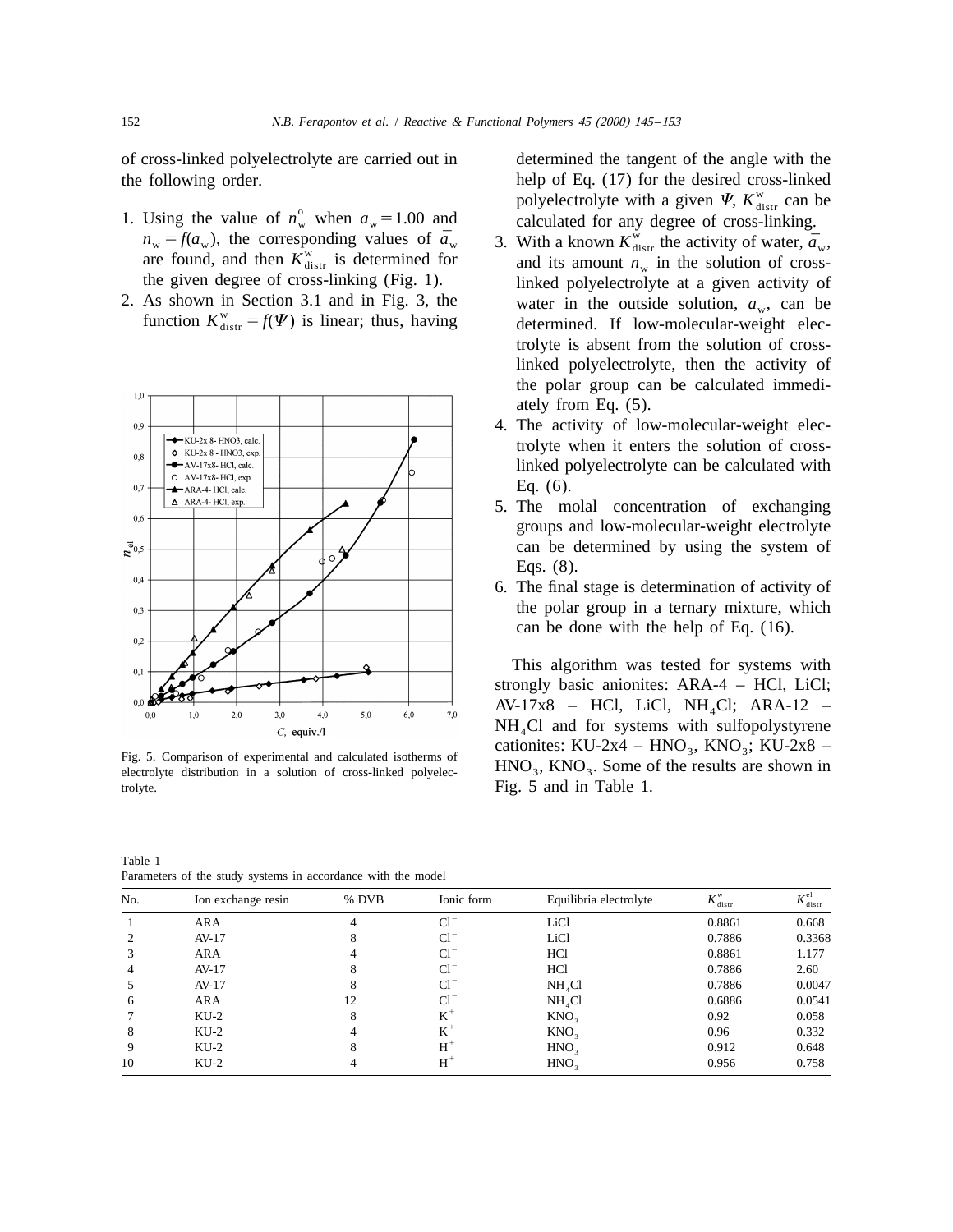of cross-linked polyelectrolyte are carried out in the following order.

1. Using the value of $n_w^o$ when $a_w = 1.00$ and $n_w = f(a_w)$, the corresponding values of $\bar{a}_w$ are found, and then $K_{distr}^w$ is determined for the given degree of cross-linking (Fig. 1).
2. As shown in Section 3.1 and in Fig. 3, the function $K_{distr}^w = f(\Psi)$ is linear; thus, having determined the tangent of the angle with the help of Eq. (17) for the desired cross-linked polyelectrolyte with a given $\Psi$, $K_{distr}^w$ can be calculated for any degree of cross-linking.
3. With a known $K_{distr}^w$ the activity of water, $\bar{a}_w$, and its amount $n_w$ in the solution of cross-linked polyelectrolyte at a given activity of water in the outside solution, $a_w$, can be determined. If low-molecular-weight electrolyte is absent from the solution of cross-linked polyelectrolyte, then the activity of the polar group can be calculated immediately from Eq. (5).
4. The activity of low-molecular-weight electrolyte when it enters the solution of cross-linked polyelectrolyte can be calculated with Eq. (6).
5. The molal concentration of exchanging groups and low-molecular-weight electrolyte can be determined by using the system of Eqs. (8).
6. The final stage is determination of activity of the polar group in a ternary mixture, which can be done with the help of Eq. (16).

Fig. 5. Comparison of experimental and calculated isotherms of electrolyte distribution in a solution of cross-linked polyelectrolyte.

This algorithm was tested for systems with strongly basic anionites: ARA-4 – HCl, LiCl; AV-17x8 – HCl, LiCl, $NH_4Cl$; ARA-12 – $NH_4Cl$ and for systems with sulfopolystyrene cationites: KU-2x4 – $HNO_3$, $KNO_3$; KU-2x8 – $HNO_3$, $KNO_3$. Some of the results are shown in Fig. 5 and in Table 1.

Table 1
Parameters of the study systems in accordance with the model

| No. | Ion exchange resin | % DVB | Ionic form | Equilibria electrolyte | $K_{distr}^w$ | $K_{distr}^{el}$ |
|---|---|---|---|---|---|---|
| 1 | ARA | 4 | $Cl^-$ | LiCl | 0.8861 | 0.668 |
| 2 | AV-17 | 8 | $Cl^-$ | LiCl | 0.7886 | 0.3368 |
| 3 | ARA | 4 | $Cl^-$ | HCl | 0.8861 | 1.177 |
| 4 | AV-17 | 8 | $Cl^-$ | HCl | 0.7886 | 2.60 |
| 5 | AV-17 | 8 | $Cl^-$ | $NH_4Cl$ | 0.7886 | 0.0047 |
| 6 | ARA | 12 | $Cl^-$ | $NH_4Cl$ | 0.6886 | 0.0541 |
| 7 | KU-2 | 8 | $K^+$ | $KNO_3$ | 0.92 | 0.058 |
| 8 | KU-2 | 4 | $K^+$ | $KNO_3$ | 0.96 | 0.332 |
| 9 | KU-2 | 8 | $H^+$ | $HNO_3$ | 0.912 | 0.648 |
| 10 | KU-2 | 4 | $H^+$ | $HNO_3$ | 0.956 | 0.758 |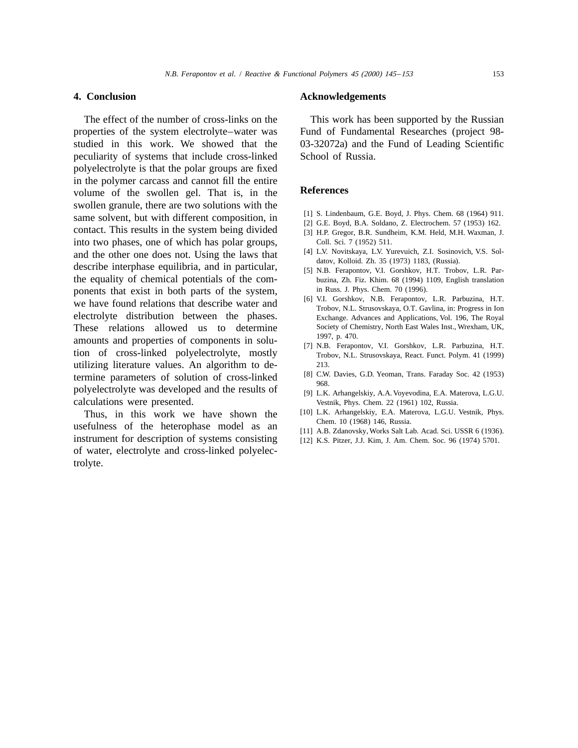## 4. Conclusion

The effect of the number of cross-links on the properties of the system electrolyte–water was studied in this work. We showed that the peculiarity of systems that include cross-linked polyelectrolyte is that the polar groups are fixed in the polymer carcass and cannot fill the entire volume of the swollen gel. That is, in the swollen granule, there are two solutions with the same solvent, but with different composition, in contact. This results in the system being divided into two phases, one of which has polar groups, and the other one does not. Using the laws that describe interphase equilibria, and in particular, the equality of chemical potentials of the components that exist in both parts of the system, we have found relations that describe water and electrolyte distribution between the phases. These relations allowed us to determine amounts and properties of components in solution of cross-linked polyelectrolyte, mostly utilizing literature values. An algorithm to determine parameters of solution of cross-linked polyelectrolyte was developed and the results of calculations were presented.

Thus, in this work we have shown the usefulness of the heterophase model as an instrument for description of systems consisting of water, electrolyte and cross-linked polyelectrolyte.

## Acknowledgements

This work has been supported by the Russian Fund of Fundamental Researches (project 98-03-32072a) and the Fund of Leading Scientific School of Russia.

## References

[1] S. Lindenbaum, G.E. Boyd, J. Phys. Chem. 68 (1964) 911.

[2] G.E. Boyd, B.A. Soldano, Z. Electrochem. 57 (1953) 162.

[3] H.P. Gregor, B.R. Sundheim, K.M. Held, M.H. Waxman, J. Coll. Sci. 7 (1952) 511.

[4] L.V. Novitskaya, L.V. Yurevuich, Z.I. Sosinovich, V.S. Soldatov, Kolloid. Zh. 35 (1973) 1183, (Russia).

[5] N.B. Ferapontov, V.I. Gorshkov, H.T. Trobov, L.R. Parbuzina, Zh. Fiz. Khim. 68 (1994) 1109, English translation in Russ. J. Phys. Chem. 70 (1996).

[6] V.I. Gorshkov, N.B. Ferapontov, L.R. Parbuzina, H.T. Trobov, N.L. Strusovskaya, O.T. Gavlina, in: Progress in Ion Exchange. Advances and Applications, Vol. 196, The Royal Society of Chemistry, North East Wales Inst., Wrexham, UK, 1997, p. 470.

[7] N.B. Ferapontov, V.I. Gorshkov, L.R. Parbuzina, H.T. Trobov, N.L. Strusovskaya, React. Funct. Polym. 41 (1999) 213.

[8] C.W. Davies, G.D. Yeoman, Trans. Faraday Soc. 42 (1953) 968.

[9] L.K. Arhangelskiy, A.A. Voyevodina, E.A. Materova, L.G.U. Vestnik, Phys. Chem. 22 (1961) 102, Russia.

[10] L.K. Arhangelskiy, E.A. Materova, L.G.U. Vestnik, Phys. Chem. 10 (1968) 146, Russia.

[11] A.B. Zdanovsky, Works Salt Lab. Acad. Sci. USSR 6 (1936).

[12] K.S. Pitzer, J.J. Kim, J. Am. Chem. Soc. 96 (1974) 5701.